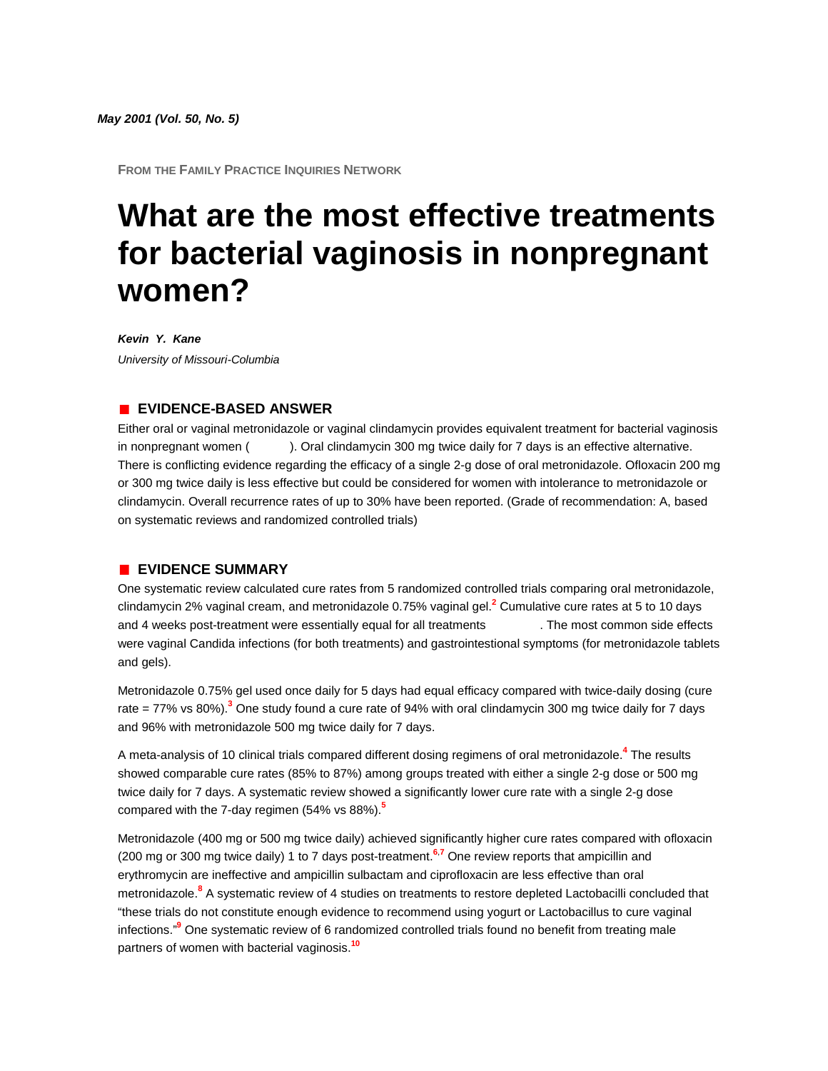*May 2001 (Vol. 50, No. 5)*

FROM THE FAMILY PRACTICE INQUIRIES NETWORK

# What are the most effective treatments for bacterial vaginosis in nonpregnant women?

***Kevin Y. Kane***

*University of Missouri-Columbia*

## EVIDENCE-BASED ANSWER

Either oral or vaginal metronidazole or vaginal clindamycin provides equivalent treatment for bacterial vaginosis in nonpregnant women ( ). Oral clindamycin 300 mg twice daily for 7 days is an effective alternative. There is conflicting evidence regarding the efficacy of a single 2-g dose of oral metronidazole. Ofloxacin 200 mg or 300 mg twice daily is less effective but could be considered for women with intolerance to metronidazole or clindamycin. Overall recurrence rates of up to 30% have been reported. (Grade of recommendation: A, based on systematic reviews and randomized controlled trials)

## EVIDENCE SUMMARY

One systematic review calculated cure rates from 5 randomized controlled trials comparing oral metronidazole, clindamycin 2% vaginal cream, and metronidazole 0.75% vaginal gel.[2] Cumulative cure rates at 5 to 10 days and 4 weeks post-treatment were essentially equal for all treatments . The most common side effects were vaginal Candida infections (for both treatments) and gastrointestinal symptoms (for metronidazole tablets and gels).

Metronidazole 0.75% gel used once daily for 5 days had equal efficacy compared with twice-daily dosing (cure rate = 77% vs 80%).[3] One study found a cure rate of 94% with oral clindamycin 300 mg twice daily for 7 days and 96% with metronidazole 500 mg twice daily for 7 days.

A meta-analysis of 10 clinical trials compared different dosing regimens of oral metronidazole.[4] The results showed comparable cure rates (85% to 87%) among groups treated with either a single 2-g dose or 500 mg twice daily for 7 days. A systematic review showed a significantly lower cure rate with a single 2-g dose compared with the 7-day regimen (54% vs 88%).[5]

Metronidazole (400 mg or 500 mg twice daily) achieved significantly higher cure rates compared with ofloxacin (200 mg or 300 mg twice daily) 1 to 7 days post-treatment.[6,7] One review reports that ampicillin and erythromycin are ineffective and ampicillin sulbactam and ciprofloxacin are less effective than oral metronidazole.[8] A systematic review of 4 studies on treatments to restore depleted Lactobacilli concluded that "these trials do not constitute enough evidence to recommend using yogurt or Lactobacillus to cure vaginal infections."[9] One systematic review of 6 randomized controlled trials found no benefit from treating male partners of women with bacterial vaginosis.[10]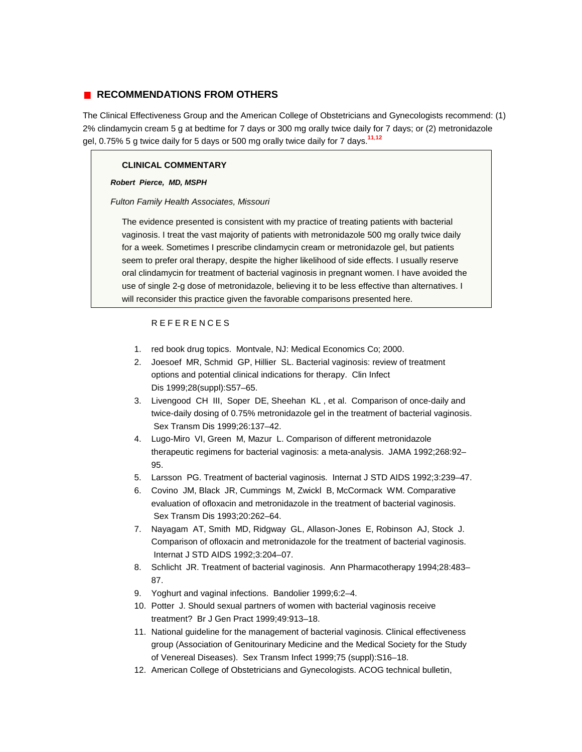## RECOMMENDATIONS FROM OTHERS

The Clinical Effectiveness Group and the American College of Obstetricians and Gynecologists recommend: (1) 2% clindamycin cream 5 g at bedtime for 7 days or 300 mg orally twice daily for 7 days; or (2) metronidazole gel, 0.75% 5 g twice daily for 5 days or 500 mg orally twice daily for 7 days.[11,12]

> **CLINICAL COMMENTARY**
>
> ***Robert Pierce, MD, MSPH***
>
> *Fulton Family Health Associates, Missouri*
>
> The evidence presented is consistent with my practice of treating patients with bacterial vaginosis. I treat the vast majority of patients with metronidazole 500 mg orally twice daily for a week. Sometimes I prescribe clindamycin cream or metronidazole gel, but patients seem to prefer oral therapy, despite the higher likelihood of side effects. I usually reserve oral clindamycin for treatment of bacterial vaginosis in pregnant women. I have avoided the use of single 2-g dose of metronidazole, believing it to be less effective than alternatives. I will reconsider this practice given the favorable comparisons presented here.

### REFERENCES

1. red book drug topics. Montvale, NJ: Medical Economics Co; 2000.
2. Joesoef MR, Schmid GP, Hillier SL. Bacterial vaginosis: review of treatment options and potential clinical indications for therapy. Clin Infect Dis 1999;28(suppl):S57–65.
3. Livengood CH III, Soper DE, Sheehan KL , et al. Comparison of once-daily and twice-daily dosing of 0.75% metronidazole gel in the treatment of bacterial vaginosis. Sex Transm Dis 1999;26:137–42.
4. Lugo-Miro VI, Green M, Mazur L. Comparison of different metronidazole therapeutic regimens for bacterial vaginosis: a meta-analysis. JAMA 1992;268:92–95.
5. Larsson PG. Treatment of bacterial vaginosis. Internat J STD AIDS 1992;3:239–47.
6. Covino JM, Black JR, Cummings M, Zwickl B, McCormack WM. Comparative evaluation of ofloxacin and metronidazole in the treatment of bacterial vaginosis. Sex Transm Dis 1993;20:262–64.
7. Nayagam AT, Smith MD, Ridgway GL, Allason-Jones E, Robinson AJ, Stock J. Comparison of ofloxacin and metronidazole for the treatment of bacterial vaginosis. Internat J STD AIDS 1992;3:204–07.
8. Schlicht JR. Treatment of bacterial vaginosis. Ann Pharmacotherapy 1994;28:483–87.
9. Yoghurt and vaginal infections. Bandolier 1999;6:2–4.
10. Potter J. Should sexual partners of women with bacterial vaginosis receive treatment? Br J Gen Pract 1999;49:913–18.
11. National guideline for the management of bacterial vaginosis. Clinical effectiveness group (Association of Genitourinary Medicine and the Medical Society for the Study of Venereal Diseases). Sex Transm Infect 1999;75 (suppl):S16–18.
12. American College of Obstetricians and Gynecologists. ACOG technical bulletin,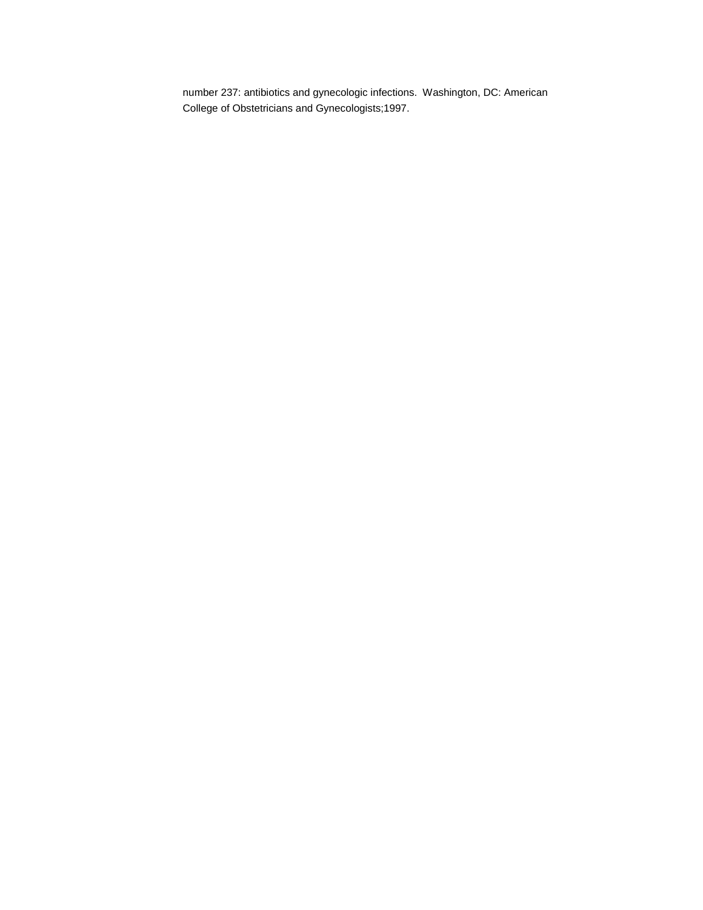number 237: antibiotics and gynecologic infections. Washington, DC: American College of Obstetricians and Gynecologists;1997.